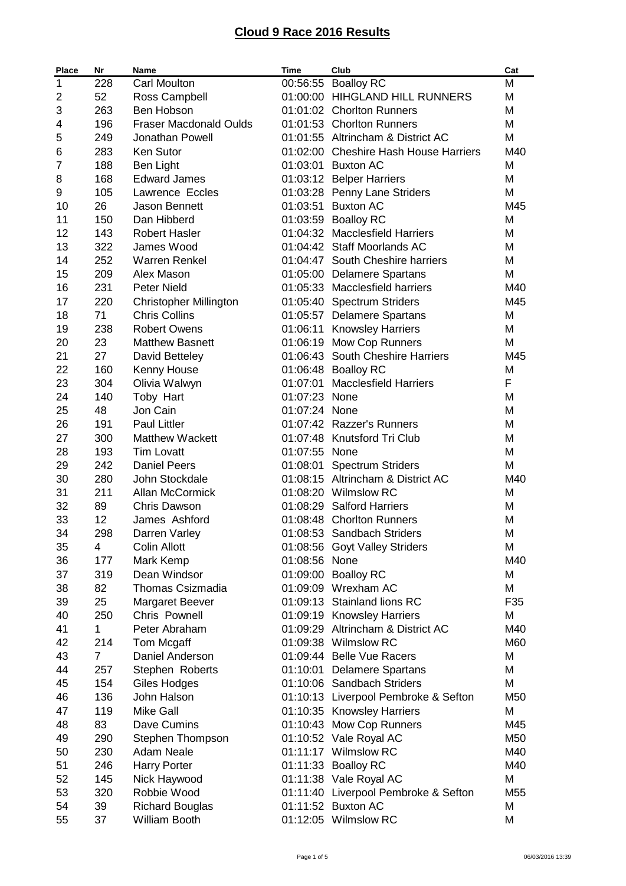# Cloud 9 Race 2016 Results

| Place | Nr | Name | Time | Club | Cat |
|---|---|---|---|---|---|
| 1 | 228 | Carl Moulton | 00:56:55 | Boalloy RC | M |
| 2 | 52 | Ross Campbell | 01:00:00 | HIHGLAND HILL RUNNERS | M |
| 3 | 263 | Ben Hobson | 01:01:02 | Chorlton Runners | M |
| 4 | 196 | Fraser Macdonald Oulds | 01:01:53 | Chorlton Runners | M |
| 5 | 249 | Jonathan Powell | 01:01:55 | Altrincham & District AC | M |
| 6 | 283 | Ken Sutor | 01:02:00 | Cheshire Hash House Harriers | M40 |
| 7 | 188 | Ben Light | 01:03:01 | Buxton AC | M |
| 8 | 168 | Edward James | 01:03:12 | Belper Harriers | M |
| 9 | 105 | Lawrence Eccles | 01:03:28 | Penny Lane Striders | M |
| 10 | 26 | Jason Bennett | 01:03:51 | Buxton AC | M45 |
| 11 | 150 | Dan Hibberd | 01:03:59 | Boalloy RC | M |
| 12 | 143 | Robert Hasler | 01:04:32 | Macclesfield Harriers | M |
| 13 | 322 | James Wood | 01:04:42 | Staff Moorlands AC | M |
| 14 | 252 | Warren Renkel | 01:04:47 | South Cheshire harriers | M |
| 15 | 209 | Alex Mason | 01:05:00 | Delamere Spartans | M |
| 16 | 231 | Peter Nield | 01:05:33 | Macclesfield harriers | M40 |
| 17 | 220 | Christopher Millington | 01:05:40 | Spectrum Striders | M45 |
| 18 | 71 | Chris Collins | 01:05:57 | Delamere Spartans | M |
| 19 | 238 | Robert Owens | 01:06:11 | Knowsley Harriers | M |
| 20 | 23 | Matthew Basnett | 01:06:19 | Mow Cop Runners | M |
| 21 | 27 | David Betteley | 01:06:43 | South Cheshire Harriers | M45 |
| 22 | 160 | Kenny House | 01:06:48 | Boalloy RC | M |
| 23 | 304 | Olivia Walwyn | 01:07:01 | Macclesfield Harriers | F |
| 24 | 140 | Toby Hart | 01:07:23 | None | M |
| 25 | 48 | Jon Cain | 01:07:24 | None | M |
| 26 | 191 | Paul Littler | 01:07:42 | Razzer's Runners | M |
| 27 | 300 | Matthew Wackett | 01:07:48 | Knutsford Tri Club | M |
| 28 | 193 | Tim Lovatt | 01:07:55 | None | M |
| 29 | 242 | Daniel Peers | 01:08:01 | Spectrum Striders | M |
| 30 | 280 | John Stockdale | 01:08:15 | Altrincham & District AC | M40 |
| 31 | 211 | Allan McCormick | 01:08:20 | Wilmslow RC | M |
| 32 | 89 | Chris Dawson | 01:08:29 | Salford Harriers | M |
| 33 | 12 | James Ashford | 01:08:48 | Chorlton Runners | M |
| 34 | 298 | Darren Varley | 01:08:53 | Sandbach Striders | M |
| 35 | 4 | Colin Allott | 01:08:56 | Goyt Valley Striders | M |
| 36 | 177 | Mark Kemp | 01:08:56 | None | M40 |
| 37 | 319 | Dean Windsor | 01:09:00 | Boalloy RC | M |
| 38 | 82 | Thomas Csizmadia | 01:09:09 | Wrexham AC | M |
| 39 | 25 | Margaret Beever | 01:09:13 | Stainland lions RC | F35 |
| 40 | 250 | Chris Pownell | 01:09:19 | Knowsley Harriers | M |
| 41 | 1 | Peter Abraham | 01:09:29 | Altrincham & District AC | M40 |
| 42 | 214 | Tom Mcgaff | 01:09:38 | Wilmslow RC | M60 |
| 43 | 7 | Daniel Anderson | 01:09:44 | Belle Vue Racers | M |
| 44 | 257 | Stephen Roberts | 01:10:01 | Delamere Spartans | M |
| 45 | 154 | Giles Hodges | 01:10:06 | Sandbach Striders | M |
| 46 | 136 | John Halson | 01:10:13 | Liverpool Pembroke & Sefton | M50 |
| 47 | 119 | Mike Gall | 01:10:35 | Knowsley Harriers | M |
| 48 | 83 | Dave Cumins | 01:10:43 | Mow Cop Runners | M45 |
| 49 | 290 | Stephen Thompson | 01:10:52 | Vale Royal AC | M50 |
| 50 | 230 | Adam Neale | 01:11:17 | Wilmslow RC | M40 |
| 51 | 246 | Harry Porter | 01:11:33 | Boalloy RC | M40 |
| 52 | 145 | Nick Haywood | 01:11:38 | Vale Royal AC | M |
| 53 | 320 | Robbie Wood | 01:11:40 | Liverpool Pembroke & Sefton | M55 |
| 54 | 39 | Richard Bouglas | 01:11:52 | Buxton AC | M |
| 55 | 37 | William Booth | 01:12:05 | Wilmslow RC | M |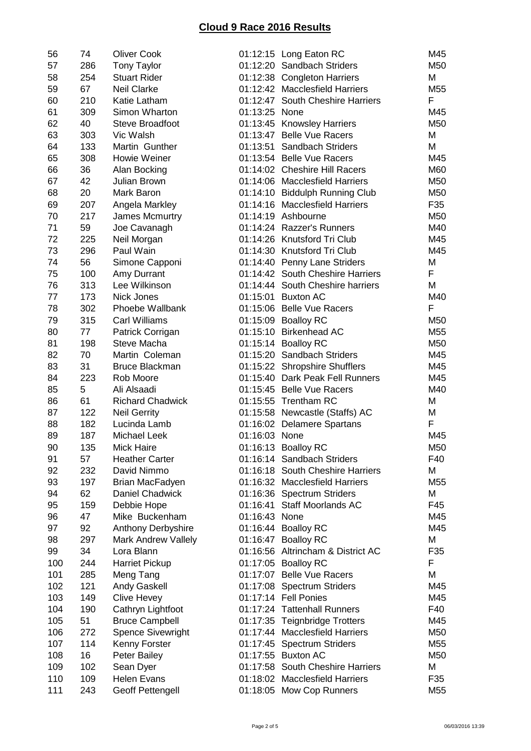## Cloud 9 Race 2016 Results

| | | | | | |
|---|---|---|---|---|---|
| 56 | 74 | Oliver Cook | 01:12:15 | Long Eaton RC | M45 |
| 57 | 286 | Tony Taylor | 01:12:20 | Sandbach Striders | M50 |
| 58 | 254 | Stuart Rider | 01:12:38 | Congleton Harriers | M |
| 59 | 67 | Neil Clarke | 01:12:42 | Macclesfield Harriers | M55 |
| 60 | 210 | Katie Latham | 01:12:47 | South Cheshire Harriers | F |
| 61 | 309 | Simon Wharton | 01:13:25 | None | M45 |
| 62 | 40 | Steve Broadfoot | 01:13:45 | Knowsley Harriers | M50 |
| 63 | 303 | Vic Walsh | 01:13:47 | Belle Vue Racers | M |
| 64 | 133 | Martin Gunther | 01:13:51 | Sandbach Striders | M |
| 65 | 308 | Howie Weiner | 01:13:54 | Belle Vue Racers | M45 |
| 66 | 36 | Alan Bocking | 01:14:02 | Cheshire Hill Racers | M60 |
| 67 | 42 | Julian Brown | 01:14:06 | Macclesfield Harriers | M50 |
| 68 | 20 | Mark Baron | 01:14:10 | Biddulph Running Club | M50 |
| 69 | 207 | Angela Markley | 01:14:16 | Macclesfield Harriers | F35 |
| 70 | 217 | James Mcmurtry | 01:14:19 | Ashbourne | M50 |
| 71 | 59 | Joe Cavanagh | 01:14:24 | Razzer's Runners | M40 |
| 72 | 225 | Neil Morgan | 01:14:26 | Knutsford Tri Club | M45 |
| 73 | 296 | Paul Wain | 01:14:30 | Knutsford Tri Club | M45 |
| 74 | 56 | Simone Capponi | 01:14:40 | Penny Lane Striders | M |
| 75 | 100 | Amy Durrant | 01:14:42 | South Cheshire Harriers | F |
| 76 | 313 | Lee Wilkinson | 01:14:44 | South Cheshire harriers | M |
| 77 | 173 | Nick Jones | 01:15:01 | Buxton AC | M40 |
| 78 | 302 | Phoebe Wallbank | 01:15:06 | Belle Vue Racers | F |
| 79 | 315 | Carl Williams | 01:15:09 | Boalloy RC | M50 |
| 80 | 77 | Patrick Corrigan | 01:15:10 | Birkenhead AC | M55 |
| 81 | 198 | Steve Macha | 01:15:14 | Boalloy RC | M50 |
| 82 | 70 | Martin Coleman | 01:15:20 | Sandbach Striders | M45 |
| 83 | 31 | Bruce Blackman | 01:15:22 | Shropshire Shufflers | M45 |
| 84 | 223 | Rob Moore | 01:15:40 | Dark Peak Fell Runners | M45 |
| 85 | 5 | Ali Alsaadi | 01:15:45 | Belle Vue Racers | M40 |
| 86 | 61 | Richard Chadwick | 01:15:55 | Trentham RC | M |
| 87 | 122 | Neil Gerrity | 01:15:58 | Newcastle (Staffs) AC | M |
| 88 | 182 | Lucinda Lamb | 01:16:02 | Delamere Spartans | F |
| 89 | 187 | Michael Leek | 01:16:03 | None | M45 |
| 90 | 135 | Mick Haire | 01:16:13 | Boalloy RC | M50 |
| 91 | 57 | Heather Carter | 01:16:14 | Sandbach Striders | F40 |
| 92 | 232 | David Nimmo | 01:16:18 | South Cheshire Harriers | M |
| 93 | 197 | Brian MacFadyen | 01:16:32 | Macclesfield Harriers | M55 |
| 94 | 62 | Daniel Chadwick | 01:16:36 | Spectrum Striders | M |
| 95 | 159 | Debbie Hope | 01:16:41 | Staff Moorlands AC | F45 |
| 96 | 47 | Mike Buckenham | 01:16:43 | None | M45 |
| 97 | 92 | Anthony Derbyshire | 01:16:44 | Boalloy RC | M45 |
| 98 | 297 | Mark Andrew Vallely | 01:16:47 | Boalloy RC | M |
| 99 | 34 | Lora Blann | 01:16:56 | Altrincham & District AC | F35 |
| 100 | 244 | Harriet Pickup | 01:17:05 | Boalloy RC | F |
| 101 | 285 | Meng Tang | 01:17:07 | Belle Vue Racers | M |
| 102 | 121 | Andy Gaskell | 01:17:08 | Spectrum Striders | M45 |
| 103 | 149 | Clive Hevey | 01:17:14 | Fell Ponies | M45 |
| 104 | 190 | Cathryn Lightfoot | 01:17:24 | Tattenhall Runners | F40 |
| 105 | 51 | Bruce Campbell | 01:17:35 | Teignbridge Trotters | M45 |
| 106 | 272 | Spence Sivewright | 01:17:44 | Macclesfield Harriers | M50 |
| 107 | 114 | Kenny Forster | 01:17:45 | Spectrum Striders | M55 |
| 108 | 16 | Peter Bailey | 01:17:55 | Buxton AC | M50 |
| 109 | 102 | Sean Dyer | 01:17:58 | South Cheshire Harriers | M |
| 110 | 109 | Helen Evans | 01:18:02 | Macclesfield Harriers | F35 |
| 111 | 243 | Geoff Pettengell | 01:18:05 | Mow Cop Runners | M55 |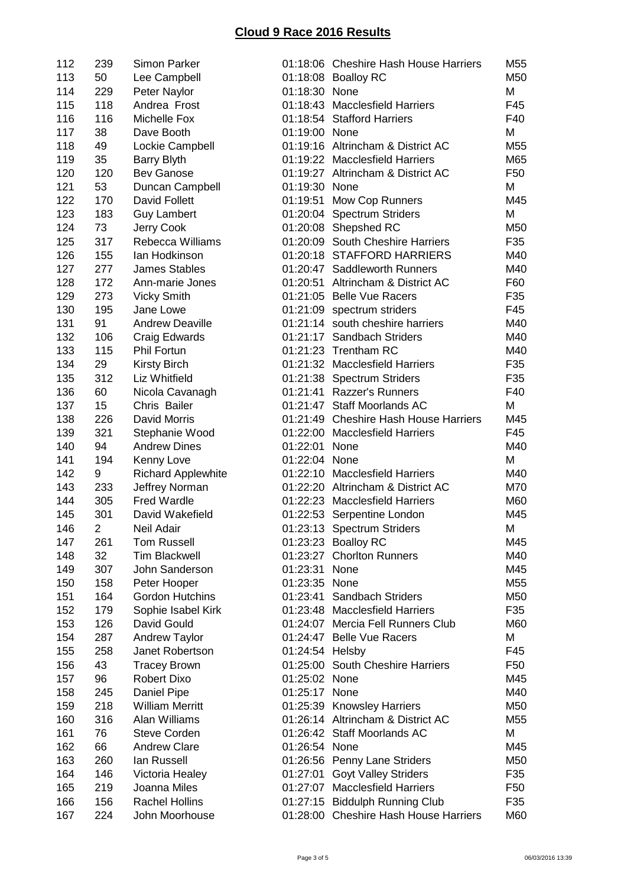# Cloud 9 Race 2016 Results

| | | | | | |
|---|---|---|---|---|---|
| 112 | 239 | Simon Parker | 01:18:06 | Cheshire Hash House Harriers | M55 |
| 113 | 50 | Lee Campbell | 01:18:08 | Boalloy RC | M50 |
| 114 | 229 | Peter Naylor | 01:18:30 | None | M |
| 115 | 118 | Andrea Frost | 01:18:43 | Macclesfield Harriers | F45 |
| 116 | 116 | Michelle Fox | 01:18:54 | Stafford Harriers | F40 |
| 117 | 38 | Dave Booth | 01:19:00 | None | M |
| 118 | 49 | Lockie Campbell | 01:19:16 | Altrincham & District AC | M55 |
| 119 | 35 | Barry Blyth | 01:19:22 | Macclesfield Harriers | M65 |
| 120 | 120 | Bev Ganose | 01:19:27 | Altrincham & District AC | F50 |
| 121 | 53 | Duncan Campbell | 01:19:30 | None | M |
| 122 | 170 | David Follett | 01:19:51 | Mow Cop Runners | M45 |
| 123 | 183 | Guy Lambert | 01:20:04 | Spectrum Striders | M |
| 124 | 73 | Jerry Cook | 01:20:08 | Shepshed RC | M50 |
| 125 | 317 | Rebecca Williams | 01:20:09 | South Cheshire Harriers | F35 |
| 126 | 155 | Ian Hodkinson | 01:20:18 | STAFFORD HARRIERS | M40 |
| 127 | 277 | James Stables | 01:20:47 | Saddleworth Runners | M40 |
| 128 | 172 | Ann-marie Jones | 01:20:51 | Altrincham & District AC | F60 |
| 129 | 273 | Vicky Smith | 01:21:05 | Belle Vue Racers | F35 |
| 130 | 195 | Jane Lowe | 01:21:09 | spectrum striders | F45 |
| 131 | 91 | Andrew Deaville | 01:21:14 | south cheshire harriers | M40 |
| 132 | 106 | Craig Edwards | 01:21:17 | Sandbach Striders | M40 |
| 133 | 115 | Phil Fortun | 01:21:23 | Trentham RC | M40 |
| 134 | 29 | Kirsty Birch | 01:21:32 | Macclesfield Harriers | F35 |
| 135 | 312 | Liz Whitfield | 01:21:38 | Spectrum Striders | F35 |
| 136 | 60 | Nicola Cavanagh | 01:21:41 | Razzer's Runners | F40 |
| 137 | 15 | Chris Bailer | 01:21:47 | Staff Moorlands AC | M |
| 138 | 226 | David Morris | 01:21:49 | Cheshire Hash House Harriers | M45 |
| 139 | 321 | Stephanie Wood | 01:22:00 | Macclesfield Harriers | F45 |
| 140 | 94 | Andrew Dines | 01:22:01 | None | M40 |
| 141 | 194 | Kenny Love | 01:22:04 | None | M |
| 142 | 9 | Richard Applewhite | 01:22:10 | Macclesfield Harriers | M40 |
| 143 | 233 | Jeffrey Norman | 01:22:20 | Altrincham & District AC | M70 |
| 144 | 305 | Fred Wardle | 01:22:23 | Macclesfield Harriers | M60 |
| 145 | 301 | David Wakefield | 01:22:53 | Serpentine London | M45 |
| 146 | 2 | Neil Adair | 01:23:13 | Spectrum Striders | M |
| 147 | 261 | Tom Russell | 01:23:23 | Boalloy RC | M45 |
| 148 | 32 | Tim Blackwell | 01:23:27 | Chorlton Runners | M40 |
| 149 | 307 | John Sanderson | 01:23:31 | None | M45 |
| 150 | 158 | Peter Hooper | 01:23:35 | None | M55 |
| 151 | 164 | Gordon Hutchins | 01:23:41 | Sandbach Striders | M50 |
| 152 | 179 | Sophie Isabel Kirk | 01:23:48 | Macclesfield Harriers | F35 |
| 153 | 126 | David Gould | 01:24:07 | Mercia Fell Runners Club | M60 |
| 154 | 287 | Andrew Taylor | 01:24:47 | Belle Vue Racers | M |
| 155 | 258 | Janet Robertson | 01:24:54 | Helsby | F45 |
| 156 | 43 | Tracey Brown | 01:25:00 | South Cheshire Harriers | F50 |
| 157 | 96 | Robert Dixo | 01:25:02 | None | M45 |
| 158 | 245 | Daniel Pipe | 01:25:17 | None | M40 |
| 159 | 218 | William Merritt | 01:25:39 | Knowsley Harriers | M50 |
| 160 | 316 | Alan Williams | 01:26:14 | Altrincham & District AC | M55 |
| 161 | 76 | Steve Corden | 01:26:42 | Staff Moorlands AC | M |
| 162 | 66 | Andrew Clare | 01:26:54 | None | M45 |
| 163 | 260 | Ian Russell | 01:26:56 | Penny Lane Striders | M50 |
| 164 | 146 | Victoria Healey | 01:27:01 | Goyt Valley Striders | F35 |
| 165 | 219 | Joanna Miles | 01:27:07 | Macclesfield Harriers | F50 |
| 166 | 156 | Rachel Hollins | 01:27:15 | Biddulph Running Club | F35 |
| 167 | 224 | John Moorhouse | 01:28:00 | Cheshire Hash House Harriers | M60 |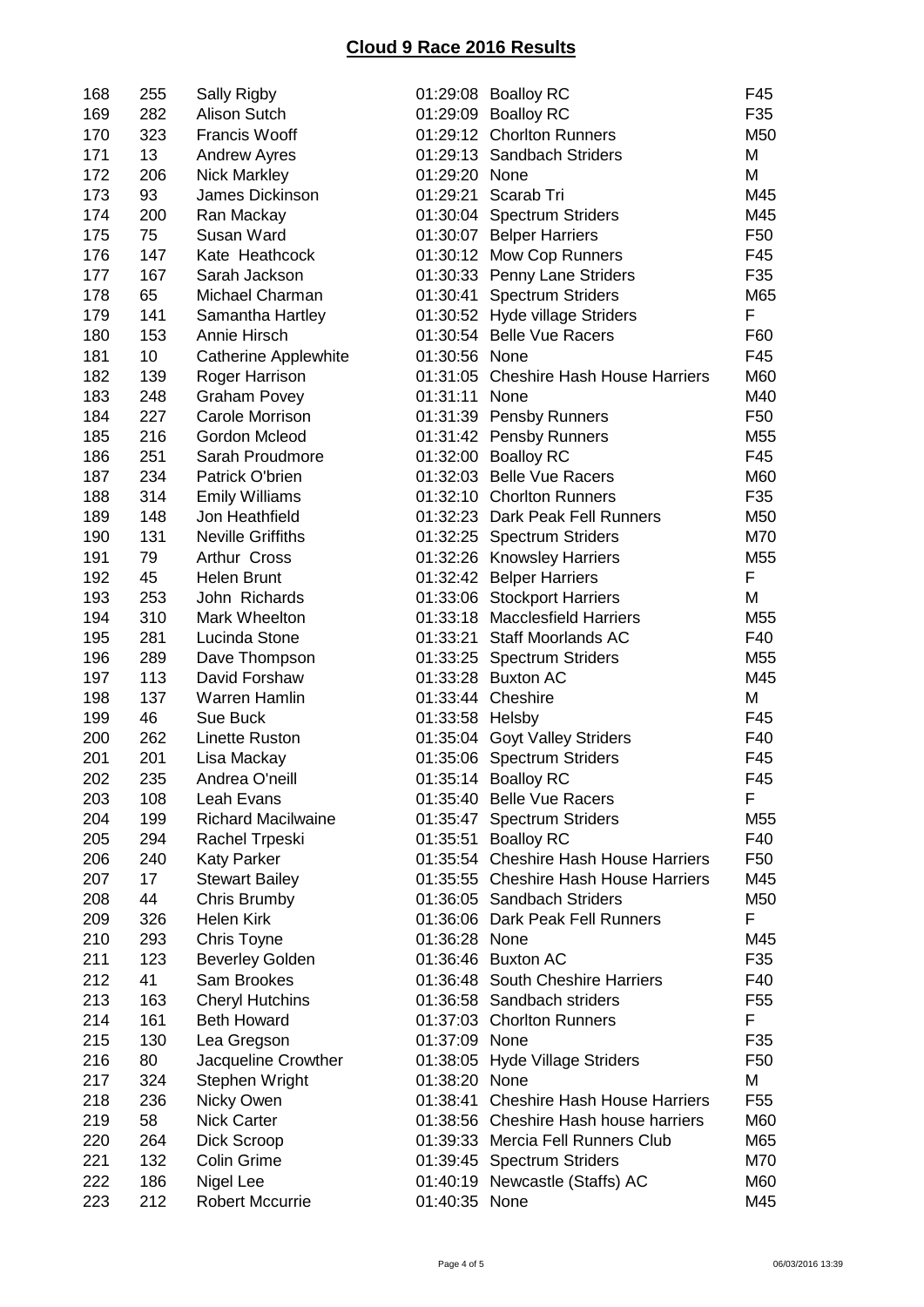# Cloud 9 Race 2016 Results

| | | | | | |
|---|---|---|---|---|---|
| 168 | 255 | Sally Rigby | 01:29:08 | Boalloy RC | F45 |
| 169 | 282 | Alison Sutch | 01:29:09 | Boalloy RC | F35 |
| 170 | 323 | Francis Wooff | 01:29:12 | Chorlton Runners | M50 |
| 171 | 13 | Andrew Ayres | 01:29:13 | Sandbach Striders | M |
| 172 | 206 | Nick Markley | 01:29:20 | None | M |
| 173 | 93 | James Dickinson | 01:29:21 | Scarab Tri | M45 |
| 174 | 200 | Ran Mackay | 01:30:04 | Spectrum Striders | M45 |
| 175 | 75 | Susan Ward | 01:30:07 | Belper Harriers | F50 |
| 176 | 147 | Kate Heathcock | 01:30:12 | Mow Cop Runners | F45 |
| 177 | 167 | Sarah Jackson | 01:30:33 | Penny Lane Striders | F35 |
| 178 | 65 | Michael Charman | 01:30:41 | Spectrum Striders | M65 |
| 179 | 141 | Samantha Hartley | 01:30:52 | Hyde village Striders | F |
| 180 | 153 | Annie Hirsch | 01:30:54 | Belle Vue Racers | F60 |
| 181 | 10 | Catherine Applewhite | 01:30:56 | None | F45 |
| 182 | 139 | Roger Harrison | 01:31:05 | Cheshire Hash House Harriers | M60 |
| 183 | 248 | Graham Povey | 01:31:11 | None | M40 |
| 184 | 227 | Carole Morrison | 01:31:39 | Pensby Runners | F50 |
| 185 | 216 | Gordon Mcleod | 01:31:42 | Pensby Runners | M55 |
| 186 | 251 | Sarah Proudmore | 01:32:00 | Boalloy RC | F45 |
| 187 | 234 | Patrick O'brien | 01:32:03 | Belle Vue Racers | M60 |
| 188 | 314 | Emily Williams | 01:32:10 | Chorlton Runners | F35 |
| 189 | 148 | Jon Heathfield | 01:32:23 | Dark Peak Fell Runners | M50 |
| 190 | 131 | Neville Griffiths | 01:32:25 | Spectrum Striders | M70 |
| 191 | 79 | Arthur Cross | 01:32:26 | Knowsley Harriers | M55 |
| 192 | 45 | Helen Brunt | 01:32:42 | Belper Harriers | F |
| 193 | 253 | John Richards | 01:33:06 | Stockport Harriers | M |
| 194 | 310 | Mark Wheelton | 01:33:18 | Macclesfield Harriers | M55 |
| 195 | 281 | Lucinda Stone | 01:33:21 | Staff Moorlands AC | F40 |
| 196 | 289 | Dave Thompson | 01:33:25 | Spectrum Striders | M55 |
| 197 | 113 | David Forshaw | 01:33:28 | Buxton AC | M45 |
| 198 | 137 | Warren Hamlin | 01:33:44 | Cheshire | M |
| 199 | 46 | Sue Buck | 01:33:58 | Helsby | F45 |
| 200 | 262 | Linette Ruston | 01:35:04 | Goyt Valley Striders | F40 |
| 201 | 201 | Lisa Mackay | 01:35:06 | Spectrum Striders | F45 |
| 202 | 235 | Andrea O'neill | 01:35:14 | Boalloy RC | F45 |
| 203 | 108 | Leah Evans | 01:35:40 | Belle Vue Racers | F |
| 204 | 199 | Richard Macilwaine | 01:35:47 | Spectrum Striders | M55 |
| 205 | 294 | Rachel Trpeski | 01:35:51 | Boalloy RC | F40 |
| 206 | 240 | Katy Parker | 01:35:54 | Cheshire Hash House Harriers | F50 |
| 207 | 17 | Stewart Bailey | 01:35:55 | Cheshire Hash House Harriers | M45 |
| 208 | 44 | Chris Brumby | 01:36:05 | Sandbach Striders | M50 |
| 209 | 326 | Helen Kirk | 01:36:06 | Dark Peak Fell Runners | F |
| 210 | 293 | Chris Toyne | 01:36:28 | None | M45 |
| 211 | 123 | Beverley Golden | 01:36:46 | Buxton AC | F35 |
| 212 | 41 | Sam Brookes | 01:36:48 | South Cheshire Harriers | F40 |
| 213 | 163 | Cheryl Hutchins | 01:36:58 | Sandbach striders | F55 |
| 214 | 161 | Beth Howard | 01:37:03 | Chorlton Runners | F |
| 215 | 130 | Lea Gregson | 01:37:09 | None | F35 |
| 216 | 80 | Jacqueline Crowther | 01:38:05 | Hyde Village Striders | F50 |
| 217 | 324 | Stephen Wright | 01:38:20 | None | M |
| 218 | 236 | Nicky Owen | 01:38:41 | Cheshire Hash House Harriers | F55 |
| 219 | 58 | Nick Carter | 01:38:56 | Cheshire Hash house harriers | M60 |
| 220 | 264 | Dick Scroop | 01:39:33 | Mercia Fell Runners Club | M65 |
| 221 | 132 | Colin Grime | 01:39:45 | Spectrum Striders | M70 |
| 222 | 186 | Nigel Lee | 01:40:19 | Newcastle (Staffs) AC | M60 |
| 223 | 212 | Robert Mccurrie | 01:40:35 | None | M45 |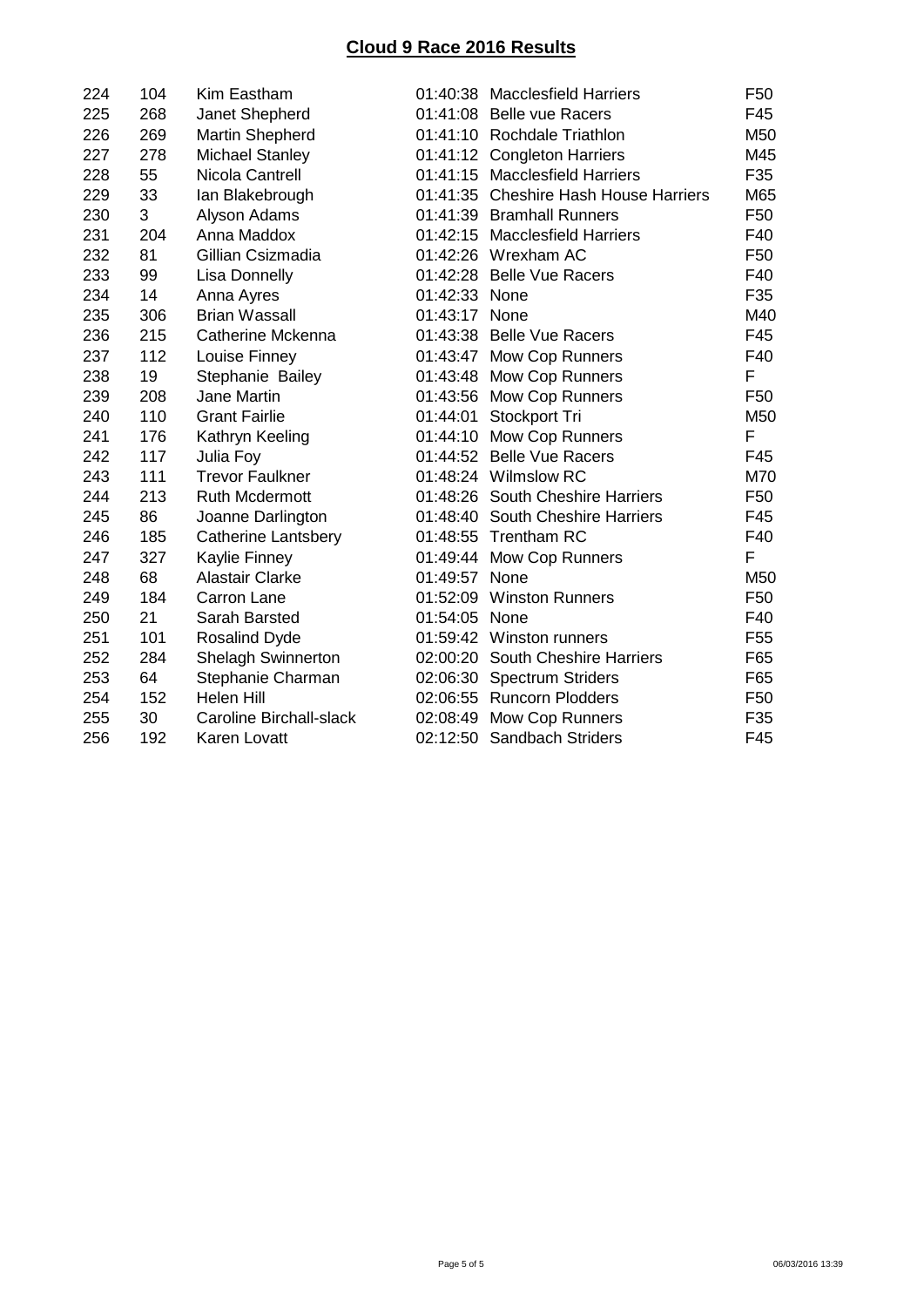# Cloud 9 Race 2016 Results

| | | | | | |
|---|---|---|---|---|---|
| 224 | 104 | Kim Eastham | 01:40:38 | Macclesfield Harriers | F50 |
| 225 | 268 | Janet Shepherd | 01:41:08 | Belle vue Racers | F45 |
| 226 | 269 | Martin Shepherd | 01:41:10 | Rochdale Triathlon | M50 |
| 227 | 278 | Michael Stanley | 01:41:12 | Congleton Harriers | M45 |
| 228 | 55 | Nicola Cantrell | 01:41:15 | Macclesfield Harriers | F35 |
| 229 | 33 | Ian Blakebrough | 01:41:35 | Cheshire Hash House Harriers | M65 |
| 230 | 3 | Alyson Adams | 01:41:39 | Bramhall Runners | F50 |
| 231 | 204 | Anna Maddox | 01:42:15 | Macclesfield Harriers | F40 |
| 232 | 81 | Gillian Csizmadia | 01:42:26 | Wrexham AC | F50 |
| 233 | 99 | Lisa Donnelly | 01:42:28 | Belle Vue Racers | F40 |
| 234 | 14 | Anna Ayres | 01:42:33 | None | F35 |
| 235 | 306 | Brian Wassall | 01:43:17 | None | M40 |
| 236 | 215 | Catherine Mckenna | 01:43:38 | Belle Vue Racers | F45 |
| 237 | 112 | Louise Finney | 01:43:47 | Mow Cop Runners | F40 |
| 238 | 19 | Stephanie Bailey | 01:43:48 | Mow Cop Runners | F |
| 239 | 208 | Jane Martin | 01:43:56 | Mow Cop Runners | F50 |
| 240 | 110 | Grant Fairlie | 01:44:01 | Stockport Tri | M50 |
| 241 | 176 | Kathryn Keeling | 01:44:10 | Mow Cop Runners | F |
| 242 | 117 | Julia Foy | 01:44:52 | Belle Vue Racers | F45 |
| 243 | 111 | Trevor Faulkner | 01:48:24 | Wilmslow RC | M70 |
| 244 | 213 | Ruth Mcdermott | 01:48:26 | South Cheshire Harriers | F50 |
| 245 | 86 | Joanne Darlington | 01:48:40 | South Cheshire Harriers | F45 |
| 246 | 185 | Catherine Lantsbery | 01:48:55 | Trentham RC | F40 |
| 247 | 327 | Kaylie Finney | 01:49:44 | Mow Cop Runners | F |
| 248 | 68 | Alastair Clarke | 01:49:57 | None | M50 |
| 249 | 184 | Carron Lane | 01:52:09 | Winston Runners | F50 |
| 250 | 21 | Sarah Barsted | 01:54:05 | None | F40 |
| 251 | 101 | Rosalind Dyde | 01:59:42 | Winston runners | F55 |
| 252 | 284 | Shelagh Swinnerton | 02:00:20 | South Cheshire Harriers | F65 |
| 253 | 64 | Stephanie Charman | 02:06:30 | Spectrum Striders | F65 |
| 254 | 152 | Helen Hill | 02:06:55 | Runcorn Plodders | F50 |
| 255 | 30 | Caroline Birchall-slack | 02:08:49 | Mow Cop Runners | F35 |
| 256 | 192 | Karen Lovatt | 02:12:50 | Sandbach Striders | F45 |